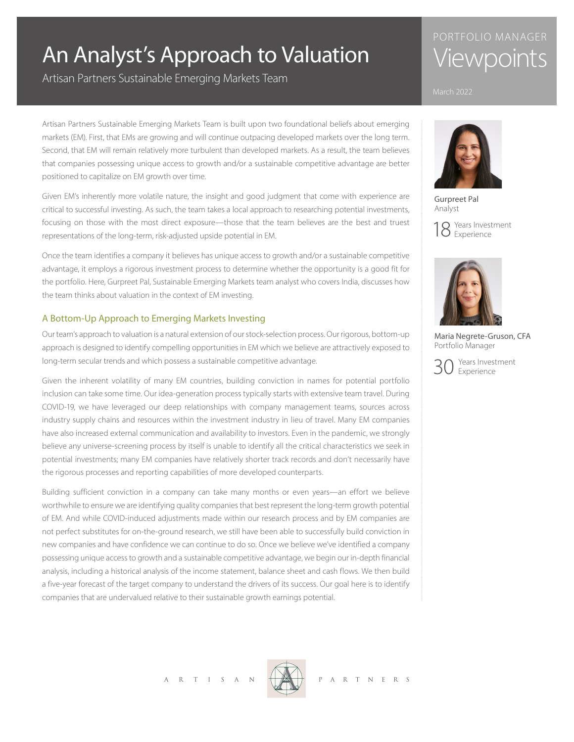# An Analyst's Approach to Valuation

Artisan Partners Sustainable Emerging Markets Team

PORTFOLIO MANAGER Viewpoints

March 2022

Gurpreet Pal
Analyst

18 Years Investment Experience

Maria Negrete-Gruson, CFA
Portfolio Manager

30 Years Investment Experience

Artisan Partners Sustainable Emerging Markets Team is built upon two foundational beliefs about emerging markets (EM). First, that EMs are growing and will continue outpacing developed markets over the long term. Second, that EM will remain relatively more turbulent than developed markets. As a result, the team believes that companies possessing unique access to growth and/or a sustainable competitive advantage are better positioned to capitalize on EM growth over time.

Given EM's inherently more volatile nature, the insight and good judgment that come with experience are critical to successful investing. As such, the team takes a local approach to researching potential investments, focusing on those with the most direct exposure—those that the team believes are the best and truest representations of the long-term, risk-adjusted upside potential in EM.

Once the team identifies a company it believes has unique access to growth and/or a sustainable competitive advantage, it employs a rigorous investment process to determine whether the opportunity is a good fit for the portfolio. Here, Gurpreet Pal, Sustainable Emerging Markets team analyst who covers India, discusses how the team thinks about valuation in the context of EM investing.

## A Bottom-Up Approach to Emerging Markets Investing

Our team's approach to valuation is a natural extension of our stock-selection process. Our rigorous, bottom-up approach is designed to identify compelling opportunities in EM which we believe are attractively exposed to long-term secular trends and which possess a sustainable competitive advantage.

Given the inherent volatility of many EM countries, building conviction in names for potential portfolio inclusion can take some time. Our idea-generation process typically starts with extensive team travel. During COVID-19, we have leveraged our deep relationships with company management teams, sources across industry supply chains and resources within the investment industry in lieu of travel. Many EM companies have also increased external communication and availability to investors. Even in the pandemic, we strongly believe any universe-screening process by itself is unable to identify all the critical characteristics we seek in potential investments; many EM companies have relatively shorter track records and don't necessarily have the rigorous processes and reporting capabilities of more developed counterparts.

Building sufficient conviction in a company can take many months or even years—an effort we believe worthwhile to ensure we are identifying quality companies that best represent the long-term growth potential of EM. And while COVID-induced adjustments made within our research process and by EM companies are not perfect substitutes for on-the-ground research, we still have been able to successfully build conviction in new companies and have confidence we can continue to do so. Once we believe we've identified a company possessing unique access to growth and a sustainable competitive advantage, we begin our in-depth financial analysis, including a historical analysis of the income statement, balance sheet and cash flows. We then build a five-year forecast of the target company to understand the drivers of its success. Our goal here is to identify companies that are undervalued relative to their sustainable growth earnings potential.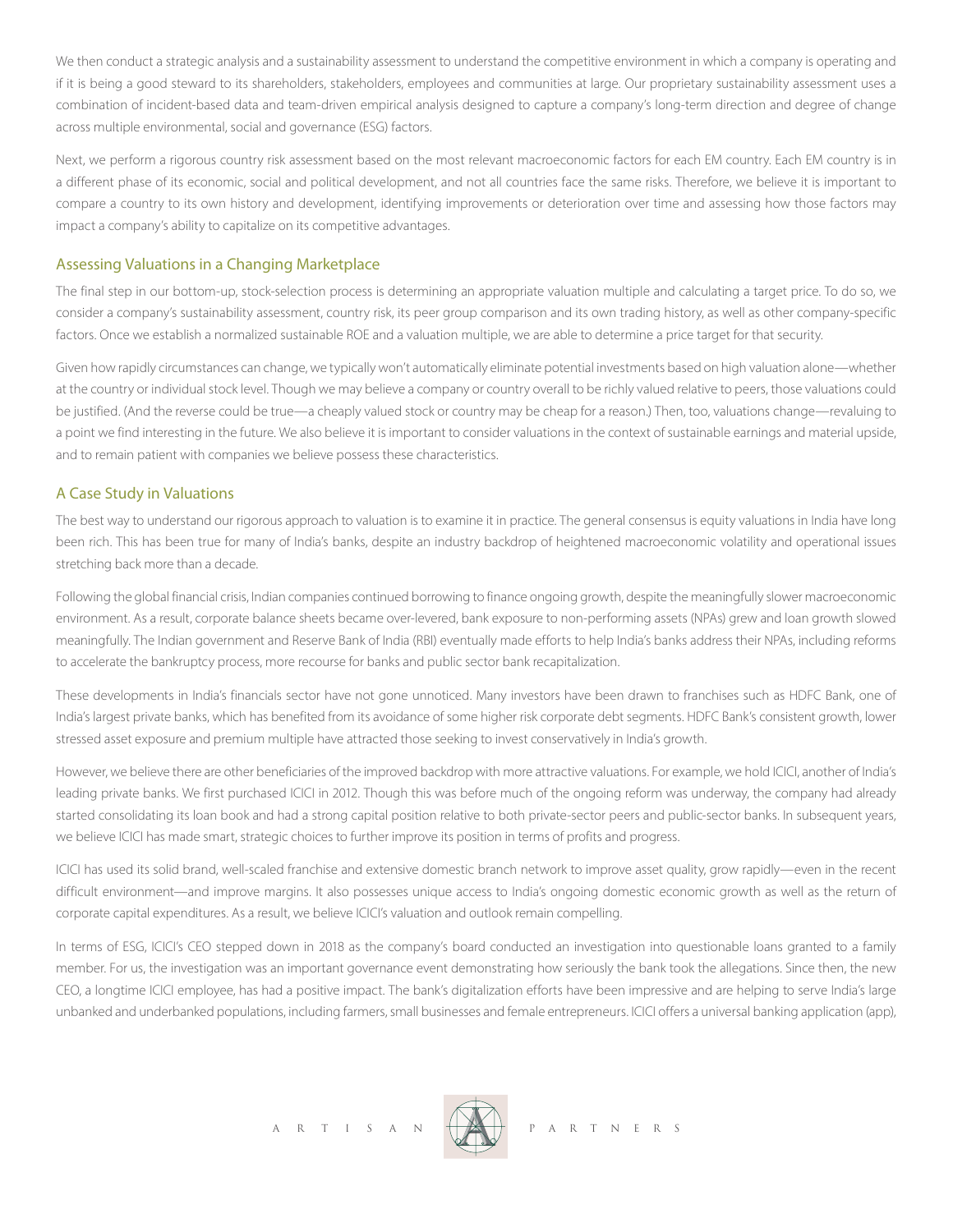We then conduct a strategic analysis and a sustainability assessment to understand the competitive environment in which a company is operating and if it is being a good steward to its shareholders, stakeholders, employees and communities at large. Our proprietary sustainability assessment uses a combination of incident-based data and team-driven empirical analysis designed to capture a company's long-term direction and degree of change across multiple environmental, social and governance (ESG) factors.

Next, we perform a rigorous country risk assessment based on the most relevant macroeconomic factors for each EM country. Each EM country is in a different phase of its economic, social and political development, and not all countries face the same risks. Therefore, we believe it is important to compare a country to its own history and development, identifying improvements or deterioration over time and assessing how those factors may impact a company's ability to capitalize on its competitive advantages.

## Assessing Valuations in a Changing Marketplace

The final step in our bottom-up, stock-selection process is determining an appropriate valuation multiple and calculating a target price. To do so, we consider a company's sustainability assessment, country risk, its peer group comparison and its own trading history, as well as other company-specific factors. Once we establish a normalized sustainable ROE and a valuation multiple, we are able to determine a price target for that security.

Given how rapidly circumstances can change, we typically won't automatically eliminate potential investments based on high valuation alone—whether at the country or individual stock level. Though we may believe a company or country overall to be richly valued relative to peers, those valuations could be justified. (And the reverse could be true—a cheaply valued stock or country may be cheap for a reason.) Then, too, valuations change—revaluing to a point we find interesting in the future. We also believe it is important to consider valuations in the context of sustainable earnings and material upside, and to remain patient with companies we believe possess these characteristics.

## A Case Study in Valuations

The best way to understand our rigorous approach to valuation is to examine it in practice. The general consensus is equity valuations in India have long been rich. This has been true for many of India's banks, despite an industry backdrop of heightened macroeconomic volatility and operational issues stretching back more than a decade.

Following the global financial crisis, Indian companies continued borrowing to finance ongoing growth, despite the meaningfully slower macroeconomic environment. As a result, corporate balance sheets became over-levered, bank exposure to non-performing assets (NPAs) grew and loan growth slowed meaningfully. The Indian government and Reserve Bank of India (RBI) eventually made efforts to help India's banks address their NPAs, including reforms to accelerate the bankruptcy process, more recourse for banks and public sector bank recapitalization.

These developments in India's financials sector have not gone unnoticed. Many investors have been drawn to franchises such as HDFC Bank, one of India's largest private banks, which has benefited from its avoidance of some higher risk corporate debt segments. HDFC Bank's consistent growth, lower stressed asset exposure and premium multiple have attracted those seeking to invest conservatively in India's growth.

However, we believe there are other beneficiaries of the improved backdrop with more attractive valuations. For example, we hold ICICI, another of India's leading private banks. We first purchased ICICI in 2012. Though this was before much of the ongoing reform was underway, the company had already started consolidating its loan book and had a strong capital position relative to both private-sector peers and public-sector banks. In subsequent years, we believe ICICI has made smart, strategic choices to further improve its position in terms of profits and progress.

ICICI has used its solid brand, well-scaled franchise and extensive domestic branch network to improve asset quality, grow rapidly—even in the recent difficult environment—and improve margins. It also possesses unique access to India's ongoing domestic economic growth as well as the return of corporate capital expenditures. As a result, we believe ICICI's valuation and outlook remain compelling.

In terms of ESG, ICICI's CEO stepped down in 2018 as the company's board conducted an investigation into questionable loans granted to a family member. For us, the investigation was an important governance event demonstrating how seriously the bank took the allegations. Since then, the new CEO, a longtime ICICI employee, has had a positive impact. The bank's digitalization efforts have been impressive and are helping to serve India's large unbanked and underbanked populations, including farmers, small businesses and female entrepreneurs. ICICI offers a universal banking application (app),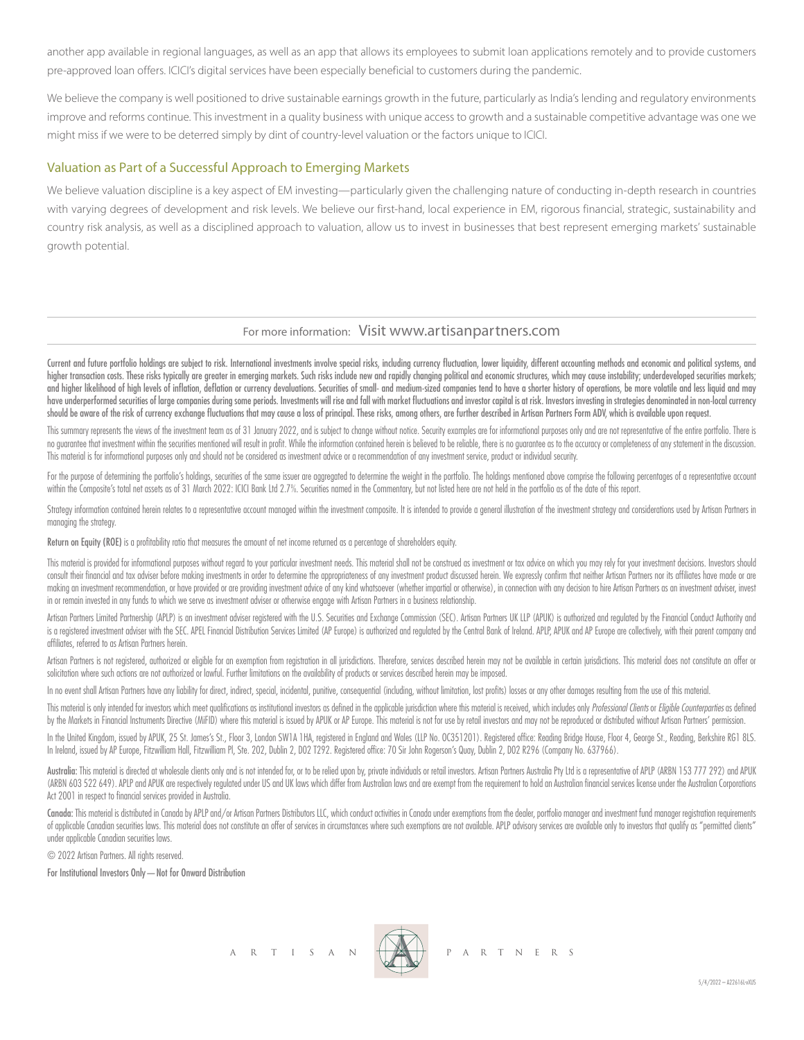another app available in regional languages, as well as an app that allows its employees to submit loan applications remotely and to provide customers pre-approved loan offers. ICICI's digital services have been especially beneficial to customers during the pandemic.

We believe the company is well positioned to drive sustainable earnings growth in the future, particularly as India's lending and regulatory environments improve and reforms continue. This investment in a quality business with unique access to growth and a sustainable competitive advantage was one we might miss if we were to be deterred simply by dint of country-level valuation or the factors unique to ICICI.

## Valuation as Part of a Successful Approach to Emerging Markets

We believe valuation discipline is a key aspect of EM investing—particularly given the challenging nature of conducting in-depth research in countries with varying degrees of development and risk levels. We believe our first-hand, local experience in EM, rigorous financial, strategic, sustainability and country risk analysis, as well as a disciplined approach to valuation, allow us to invest in businesses that best represent emerging markets' sustainable growth potential.

For more information: Visit www.artisanpartners.com

Current and future portfolio holdings are subject to risk. International investments involve special risks, including currency fluctuation, lower liquidity, different accounting methods and economic and political systems, and higher transaction costs. These risks typically are greater in emerging markets. Such risks include new and rapidly changing political and economic structures, which may cause instability; underdeveloped securities markets; and higher likelihood of high levels of inflation, deflation or currency devaluations. Securities of small- and medium-sized companies tend to have a shorter history of operations, be more volatile and less liquid and may have underperformed securities of large companies during some periods. Investments will rise and fall with market fluctuations and investor capital is at risk. Investors investing in strategies denominated in non-local currency should be aware of the risk of currency exchange fluctuations that may cause a loss of principal. These risks, among others, are further described in Artisan Partners Form ADV, which is available upon request.

This summary represents the views of the investment team as of 31 January 2022, and is subject to change without notice. Security examples are for informational purposes only and are not representative of the entire portfolio. There is no guarantee that investment within the securities mentioned will result in profit. While the information contained herein is believed to be reliable, there is no guarantee as to the accuracy or completeness of any statement in the discussion. This material is for informational purposes only and should not be considered as investment advice or a recommendation of any investment service, product or individual security.

For the purpose of determining the portfolio's holdings, securities of the same issuer are aggregated to determine the weight in the portfolio. The holdings mentioned above comprise the following percentages of a representative account within the Composite's total net assets as of 31 March 2022: ICICI Bank Ltd 2.7%. Securities named in the Commentary, but not listed here are not held in the portfolio as of the date of this report.

Strategy information contained herein relates to a representative account managed within the investment composite. It is intended to provide a general illustration of the investment strategy and considerations used by Artisan Partners in managing the strategy.

**Return on Equity (ROE)** is a profitability ratio that measures the amount of net income returned as a percentage of shareholders equity.

This material is provided for informational purposes without regard to your particular investment needs. This material shall not be construed as investment or tax advice on which you may rely for your investment decisions. Investors should consult their financial and tax adviser before making investments in order to determine the appropriateness of any investment product discussed herein. We expressly confirm that neither Artisan Partners nor its affiliates have made or are making an investment recommendation, or have provided or are providing investment advice of any kind whatsoever (whether impartial or otherwise), in connection with any decision to hire Artisan Partners as an investment adviser, invest in or remain invested in any funds to which we serve as investment adviser or otherwise engage with Artisan Partners in a business relationship.

Artisan Partners Limited Partnership (APLP) is an investment adviser registered with the U.S. Securities and Exchange Commission (SEC). Artisan Partners UK LLP (APUK) is authorized and regulated by the Financial Conduct Authority and is a registered investment adviser with the SEC. APEL Financial Distribution Services Limited (AP Europe) is authorized and regulated by the Central Bank of Ireland. APLP, APUK and AP Europe are collectively, with their parent company and affiliates, referred to as Artisan Partners herein.

Artisan Partners is not registered, authorized or eligible for an exemption from registration in all jurisdictions. Therefore, services described herein may not be available in certain jurisdictions. This material does not constitute an offer or solicitation where such actions are not authorized or lawful. Further limitations on the availability of products or services described herein may be imposed.

In no event shall Artisan Partners have any liability for direct, indirect, special, incidental, punitive, consequential (including, without limitation, lost profits) losses or any other damages resulting from the use of this material.

This material is only intended for investors which meet qualifications as institutional investors as defined in the applicable jurisdiction where this material is received, which includes only *Professional Clients* or *Eligible Counterparties* as defined by the Markets in Financial Instruments Directive (MiFID) where this material is issued by APUK or AP Europe. This material is not for use by retail investors and may not be reproduced or distributed without Artisan Partners' permission.

In the United Kingdom, issued by APUK, 25 St. James's St., Floor 3, London SW1A 1HA, registered in England and Wales (LLP No. OC351201). Registered office: Reading Bridge House, Floor 4, George St., Reading, Berkshire RG1 8LS. In Ireland, issued by AP Europe, Fitzwilliam Hall, Fitzwilliam Pl, Ste. 202, Dublin 2, D02 T292. Registered office: 70 Sir John Rogerson's Quay, Dublin 2, D02 R296 (Company No. 637966).

**Australia:** This material is directed at wholesale clients only and is not intended for, or to be relied upon by, private individuals or retail investors. Artisan Partners Australia Pty Ltd is a representative of APLP (ARBN 153 777 292) and APUK (ARBN 603 522 649). APLP and APUK are respectively regulated under US and UK laws which differ from Australian laws and are exempt from the requirement to hold an Australian financial services license under the Australian Corporations Act 2001 in respect to financial services provided in Australia.

**Canada:** This material is distributed in Canada by APLP and/or Artisan Partners Distributors LLC, which conduct activities in Canada under exemptions from the dealer, portfolio manager and investment fund manager registration requirements of applicable Canadian securities laws. This material does not constitute an offer of services in circumstances where such exemptions are not available. APLP advisory services are available only to investors that qualify as "permitted clients" under applicable Canadian securities laws.

© 2022 Artisan Partners. All rights reserved.

**For Institutional Investors Only—Not for Onward Distribution**

ARTISAN PARTNERS

5/4/2022 – A22616L-vXUS